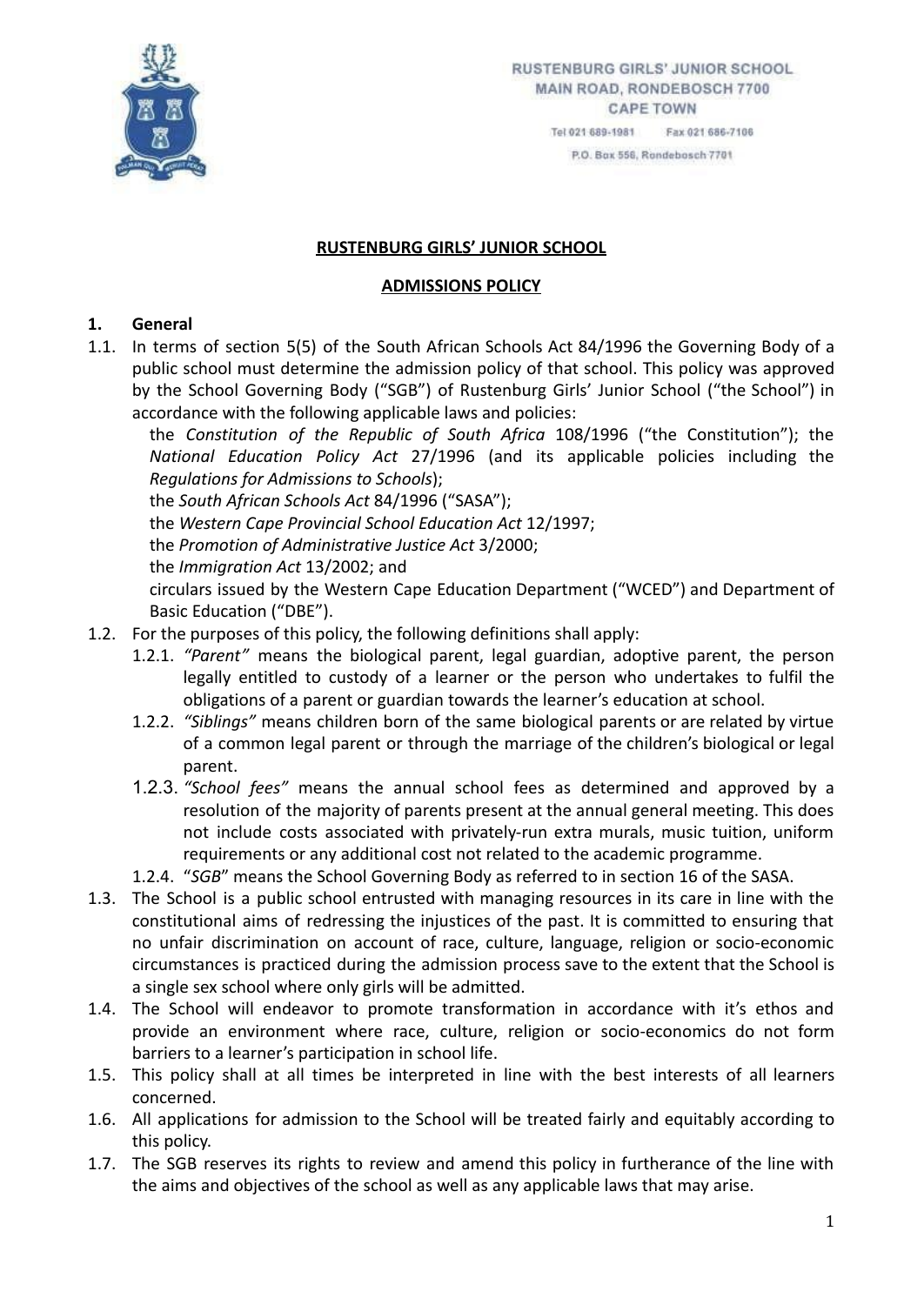RUSTENBURG GIRLS' JUNIOR SCHOOL
MAIN ROAD, RONDEBOSCH 7700
CAPE TOWN

Tel 021 689-1981 Fax 021 686-7106

P.O. Box 556, Rondebosch 7701

# RUSTENBURG GIRLS' JUNIOR SCHOOL

## ADMISSIONS POLICY

### 1. General

1.1. In terms of section 5(5) of the South African Schools Act 84/1996 the Governing Body of a public school must determine the admission policy of that school. This policy was approved by the School Governing Body ("SGB") of Rustenburg Girls' Junior School ("the School") in accordance with the following applicable laws and policies:

the *Constitution of the Republic of South Africa* 108/1996 ("the Constitution"); the *National Education Policy Act* 27/1996 (and its applicable policies including the *Regulations for Admissions to Schools*);

the *South African Schools Act* 84/1996 ("SASA");

the *Western Cape Provincial School Education Act* 12/1997;

the *Promotion of Administrative Justice Act* 3/2000;

the *Immigration Act* 13/2002; and

circulars issued by the Western Cape Education Department ("WCED") and Department of Basic Education ("DBE").

1.2. For the purposes of this policy, the following definitions shall apply:

1.2.1. *"Parent"* means the biological parent, legal guardian, adoptive parent, the person legally entitled to custody of a learner or the person who undertakes to fulfil the obligations of a parent or guardian towards the learner's education at school.

1.2.2. *"Siblings"* means children born of the same biological parents or are related by virtue of a common legal parent or through the marriage of the children's biological or legal parent.

1.2.3. *"School fees"* means the annual school fees as determined and approved by a resolution of the majority of parents present at the annual general meeting. This does not include costs associated with privately-run extra murals, music tuition, uniform requirements or any additional cost not related to the academic programme.

1.2.4. "*SGB*" means the School Governing Body as referred to in section 16 of the SASA.

1.3. The School is a public school entrusted with managing resources in its care in line with the constitutional aims of redressing the injustices of the past. It is committed to ensuring that no unfair discrimination on account of race, culture, language, religion or socio-economic circumstances is practiced during the admission process save to the extent that the School is a single sex school where only girls will be admitted.

1.4. The School will endeavor to promote transformation in accordance with it's ethos and provide an environment where race, culture, religion or socio-economics do not form barriers to a learner's participation in school life.

1.5. This policy shall at all times be interpreted in line with the best interests of all learners concerned.

1.6. All applications for admission to the School will be treated fairly and equitably according to this policy.

1.7. The SGB reserves its rights to review and amend this policy in furtherance of the line with the aims and objectives of the school as well as any applicable laws that may arise.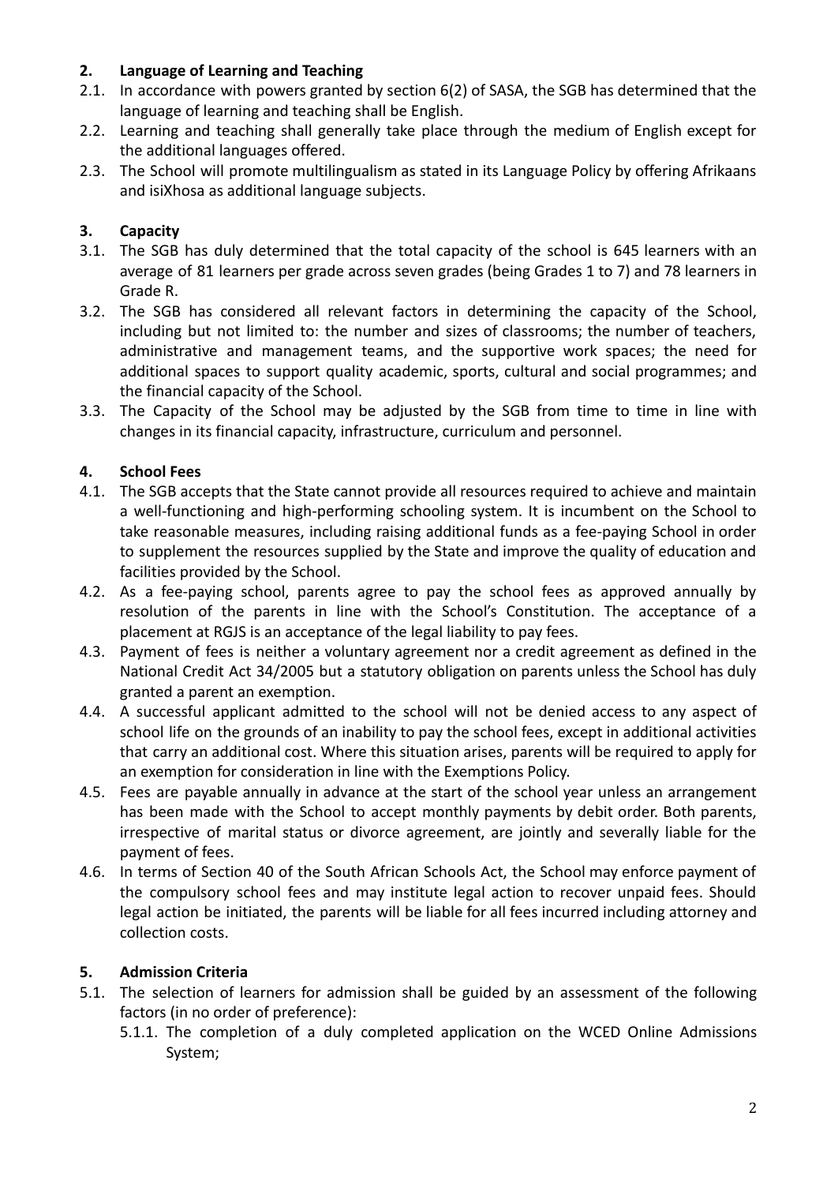## 2. Language of Learning and Teaching

2.1. In accordance with powers granted by section 6(2) of SASA, the SGB has determined that the language of learning and teaching shall be English.

2.2. Learning and teaching shall generally take place through the medium of English except for the additional languages offered.

2.3. The School will promote multilingualism as stated in its Language Policy by offering Afrikaans and isiXhosa as additional language subjects.

## 3. Capacity

3.1. The SGB has duly determined that the total capacity of the school is 645 learners with an average of 81 learners per grade across seven grades (being Grades 1 to 7) and 78 learners in Grade R.

3.2. The SGB has considered all relevant factors in determining the capacity of the School, including but not limited to: the number and sizes of classrooms; the number of teachers, administrative and management teams, and the supportive work spaces; the need for additional spaces to support quality academic, sports, cultural and social programmes; and the financial capacity of the School.

3.3. The Capacity of the School may be adjusted by the SGB from time to time in line with changes in its financial capacity, infrastructure, curriculum and personnel.

## 4. School Fees

4.1. The SGB accepts that the State cannot provide all resources required to achieve and maintain a well-functioning and high-performing schooling system. It is incumbent on the School to take reasonable measures, including raising additional funds as a fee-paying School in order to supplement the resources supplied by the State and improve the quality of education and facilities provided by the School.

4.2. As a fee-paying school, parents agree to pay the school fees as approved annually by resolution of the parents in line with the School's Constitution. The acceptance of a placement at RGJS is an acceptance of the legal liability to pay fees.

4.3. Payment of fees is neither a voluntary agreement nor a credit agreement as defined in the National Credit Act 34/2005 but a statutory obligation on parents unless the School has duly granted a parent an exemption.

4.4. A successful applicant admitted to the school will not be denied access to any aspect of school life on the grounds of an inability to pay the school fees, except in additional activities that carry an additional cost. Where this situation arises, parents will be required to apply for an exemption for consideration in line with the Exemptions Policy.

4.5. Fees are payable annually in advance at the start of the school year unless an arrangement has been made with the School to accept monthly payments by debit order. Both parents, irrespective of marital status or divorce agreement, are jointly and severally liable for the payment of fees.

4.6. In terms of Section 40 of the South African Schools Act, the School may enforce payment of the compulsory school fees and may institute legal action to recover unpaid fees. Should legal action be initiated, the parents will be liable for all fees incurred including attorney and collection costs.

## 5. Admission Criteria

5.1. The selection of learners for admission shall be guided by an assessment of the following factors (in no order of preference):

   5.1.1. The completion of a duly completed application on the WCED Online Admissions System;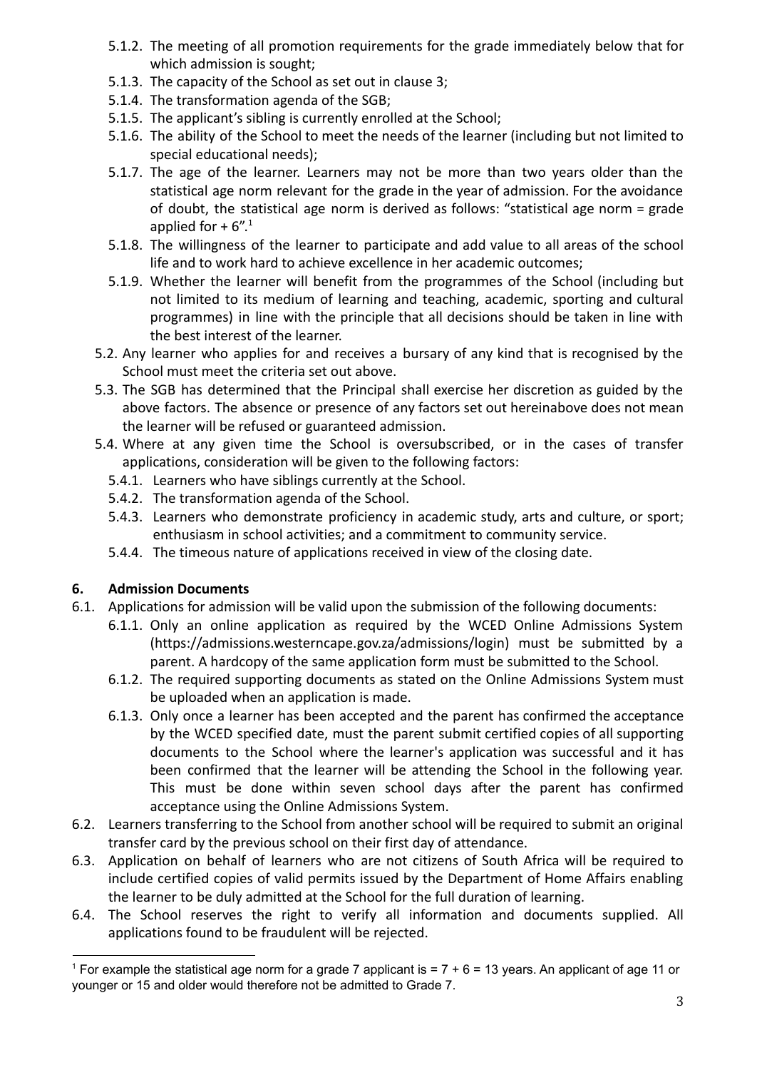5.1.2. The meeting of all promotion requirements for the grade immediately below that for which admission is sought;

5.1.3. The capacity of the School as set out in clause 3;

5.1.4. The transformation agenda of the SGB;

5.1.5. The applicant's sibling is currently enrolled at the School;

5.1.6. The ability of the School to meet the needs of the learner (including but not limited to special educational needs);

5.1.7. The age of the learner. Learners may not be more than two years older than the statistical age norm relevant for the grade in the year of admission. For the avoidance of doubt, the statistical age norm is derived as follows: "statistical age norm = grade applied for + 6".[1]

5.1.8. The willingness of the learner to participate and add value to all areas of the school life and to work hard to achieve excellence in her academic outcomes;

5.1.9. Whether the learner will benefit from the programmes of the School (including but not limited to its medium of learning and teaching, academic, sporting and cultural programmes) in line with the principle that all decisions should be taken in line with the best interest of the learner.

5.2. Any learner who applies for and receives a bursary of any kind that is recognised by the School must meet the criteria set out above.

5.3. The SGB has determined that the Principal shall exercise her discretion as guided by the above factors. The absence or presence of any factors set out hereinabove does not mean the learner will be refused or guaranteed admission.

5.4. Where at any given time the School is oversubscribed, or in the cases of transfer applications, consideration will be given to the following factors:

5.4.1. Learners who have siblings currently at the School.

5.4.2. The transformation agenda of the School.

5.4.3. Learners who demonstrate proficiency in academic study, arts and culture, or sport; enthusiasm in school activities; and a commitment to community service.

5.4.4. The timeous nature of applications received in view of the closing date.

## 6. Admission Documents

6.1. Applications for admission will be valid upon the submission of the following documents:

6.1.1. Only an online application as required by the WCED Online Admissions System (https://admissions.westerncape.gov.za/admissions/login) must be submitted by a parent. A hardcopy of the same application form must be submitted to the School.

6.1.2. The required supporting documents as stated on the Online Admissions System must be uploaded when an application is made.

6.1.3. Only once a learner has been accepted and the parent has confirmed the acceptance by the WCED specified date, must the parent submit certified copies of all supporting documents to the School where the learner's application was successful and it has been confirmed that the learner will be attending the School in the following year. This must be done within seven school days after the parent has confirmed acceptance using the Online Admissions System.

6.2. Learners transferring to the School from another school will be required to submit an original transfer card by the previous school on their first day of attendance.

6.3. Application on behalf of learners who are not citizens of South Africa will be required to include certified copies of valid permits issued by the Department of Home Affairs enabling the learner to be duly admitted at the School for the full duration of learning.

6.4. The School reserves the right to verify all information and documents supplied. All applications found to be fraudulent will be rejected.

---

[1] For example the statistical age norm for a grade 7 applicant is = 7 + 6 = 13 years. An applicant of age 11 or younger or 15 and older would therefore not be admitted to Grade 7.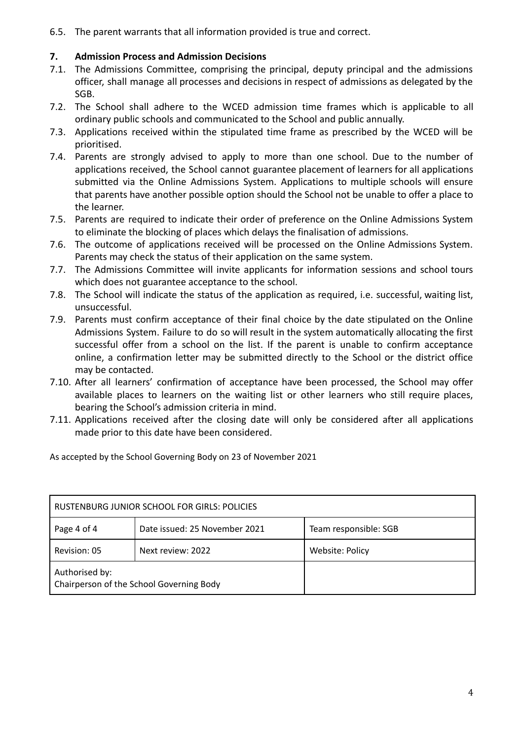6.5. The parent warrants that all information provided is true and correct.

## 7. Admission Process and Admission Decisions

7.1. The Admissions Committee, comprising the principal, deputy principal and the admissions officer, shall manage all processes and decisions in respect of admissions as delegated by the SGB.

7.2. The School shall adhere to the WCED admission time frames which is applicable to all ordinary public schools and communicated to the School and public annually.

7.3. Applications received within the stipulated time frame as prescribed by the WCED will be prioritised.

7.4. Parents are strongly advised to apply to more than one school. Due to the number of applications received, the School cannot guarantee placement of learners for all applications submitted via the Online Admissions System. Applications to multiple schools will ensure that parents have another possible option should the School not be unable to offer a place to the learner.

7.5. Parents are required to indicate their order of preference on the Online Admissions System to eliminate the blocking of places which delays the finalisation of admissions.

7.6. The outcome of applications received will be processed on the Online Admissions System. Parents may check the status of their application on the same system.

7.7. The Admissions Committee will invite applicants for information sessions and school tours which does not guarantee acceptance to the school.

7.8. The School will indicate the status of the application as required, i.e. successful, waiting list, unsuccessful.

7.9. Parents must confirm acceptance of their final choice by the date stipulated on the Online Admissions System. Failure to do so will result in the system automatically allocating the first successful offer from a school on the list. If the parent is unable to confirm acceptance online, a confirmation letter may be submitted directly to the School or the district office may be contacted.

7.10. After all learners' confirmation of acceptance have been processed, the School may offer available places to learners on the waiting list or other learners who still require places, bearing the School's admission criteria in mind.

7.11. Applications received after the closing date will only be considered after all applications made prior to this date have been considered.

As accepted by the School Governing Body on 23 of November 2021

| RUSTENBURG JUNIOR SCHOOL FOR GIRLS: POLICIES | | |
|---|---|---|
| Page 4 of 4 | Date issued: 25 November 2021 | Team responsible: SGB |
| Revision: 05 | Next review: 2022 | Website: Policy |
| Authorised by: Chairperson of the School Governing Body | | |